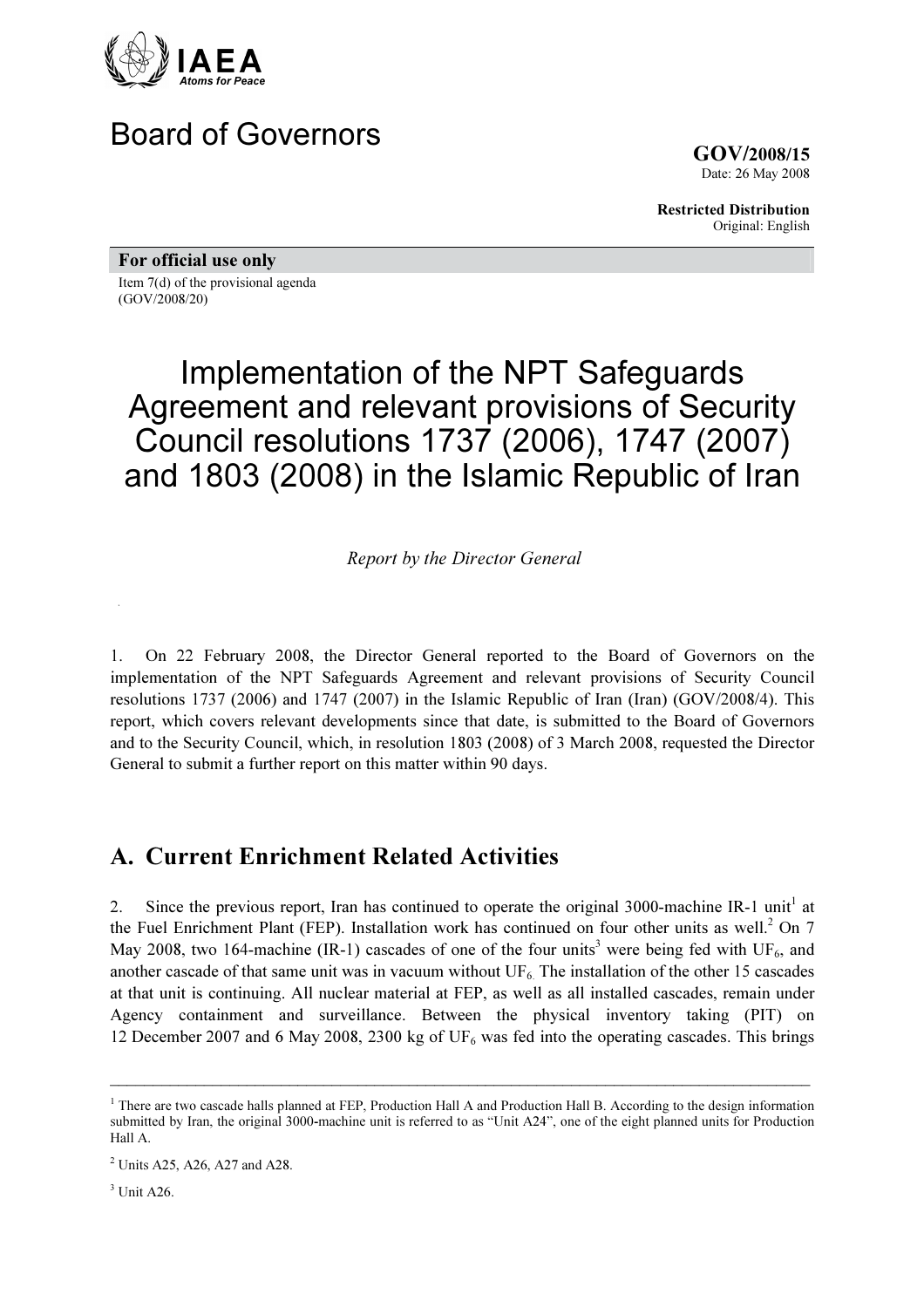IAEA
*Atoms for Peace*

# Board of Governors

**GOV/2008/15**
Date: 26 May 2008

**Restricted Distribution**
Original: English

**For official use only**

Item 7(d) of the provisional agenda
(GOV/2008/20)

# Implementation of the NPT Safeguards Agreement and relevant provisions of Security Council resolutions 1737 (2006), 1747 (2007) and 1803 (2008) in the Islamic Republic of Iran

*Report by the Director General*

1. On 22 February 2008, the Director General reported to the Board of Governors on the implementation of the NPT Safeguards Agreement and relevant provisions of Security Council resolutions 1737 (2006) and 1747 (2007) in the Islamic Republic of Iran (Iran) (GOV/2008/4). This report, which covers relevant developments since that date, is submitted to the Board of Governors and to the Security Council, which, in resolution 1803 (2008) of 3 March 2008, requested the Director General to submit a further report on this matter within 90 days.

## A. Current Enrichment Related Activities

2. Since the previous report, Iran has continued to operate the original 3000-machine IR-1 unit[1] at the Fuel Enrichment Plant (FEP). Installation work has continued on four other units as well.[2] On 7 May 2008, two 164-machine (IR-1) cascades of one of the four units[3] were being fed with $UF_6$, and another cascade of that same unit was in vacuum without $UF_6$. The installation of the other 15 cascades at that unit is continuing. All nuclear material at FEP, as well as all installed cascades, remain under Agency containment and surveillance. Between the physical inventory taking (PIT) on 12 December 2007 and 6 May 2008, 2300 kg of $UF_6$ was fed into the operating cascades. This brings

---

[1] There are two cascade halls planned at FEP, Production Hall A and Production Hall B. According to the design information submitted by Iran, the original 3000-machine unit is referred to as "Unit A24", one of the eight planned units for Production Hall A.

[2] Units A25, A26, A27 and A28.

[3] Unit A26.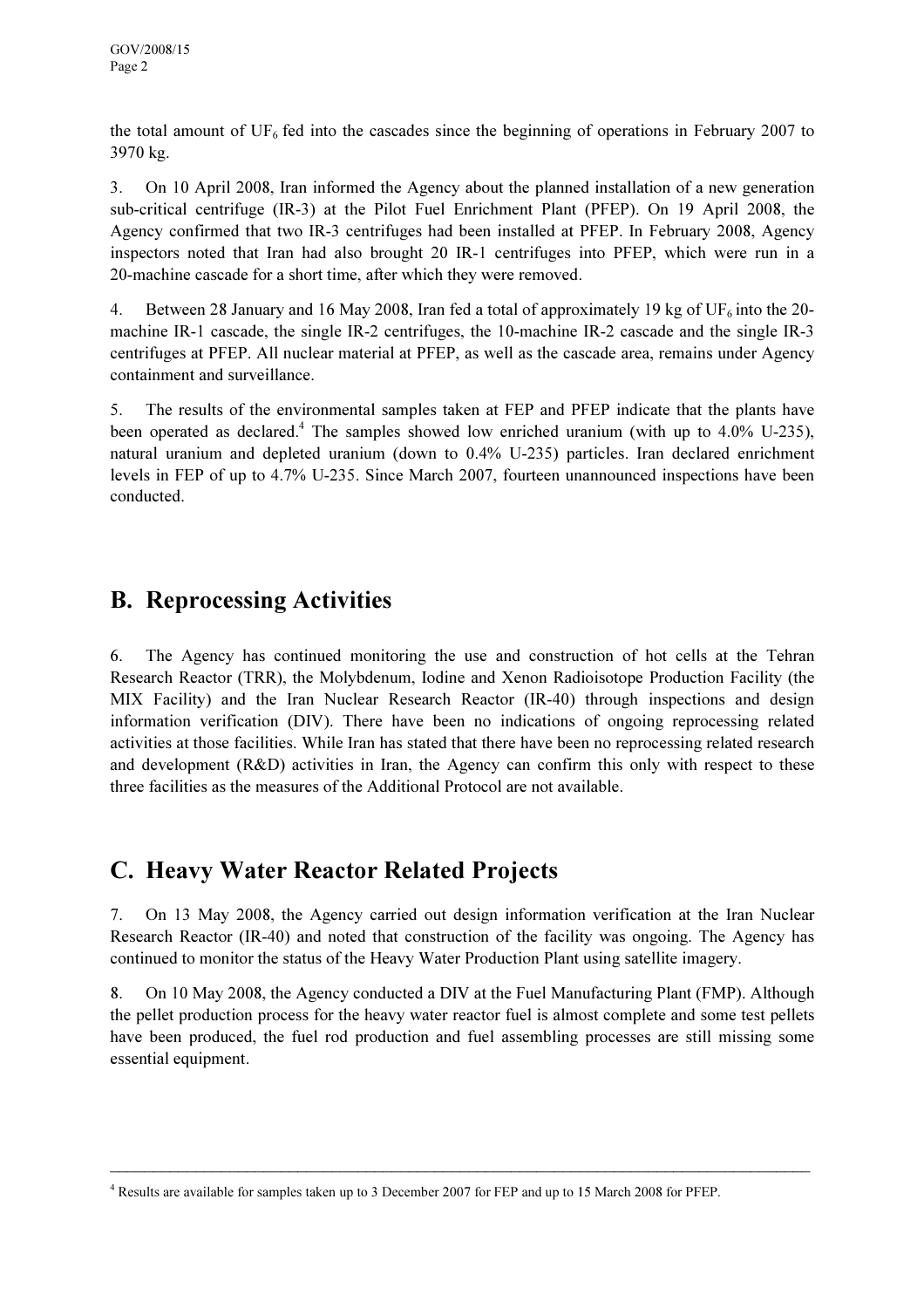the total amount of $UF_6$ fed into the cascades since the beginning of operations in February 2007 to 3970 kg.

3. On 10 April 2008, Iran informed the Agency about the planned installation of a new generation sub-critical centrifuge (IR-3) at the Pilot Fuel Enrichment Plant (PFEP). On 19 April 2008, the Agency confirmed that two IR-3 centrifuges had been installed at PFEP. In February 2008, Agency inspectors noted that Iran had also brought 20 IR-1 centrifuges into PFEP, which were run in a 20-machine cascade for a short time, after which they were removed.

4. Between 28 January and 16 May 2008, Iran fed a total of approximately 19 kg of $UF_6$ into the 20-machine IR-1 cascade, the single IR-2 centrifuges, the 10-machine IR-2 cascade and the single IR-3 centrifuges at PFEP. All nuclear material at PFEP, as well as the cascade area, remains under Agency containment and surveillance.

5. The results of the environmental samples taken at FEP and PFEP indicate that the plants have been operated as declared.[4] The samples showed low enriched uranium (with up to 4.0% U-235), natural uranium and depleted uranium (down to 0.4% U-235) particles. Iran declared enrichment levels in FEP of up to 4.7% U-235. Since March 2007, fourteen unannounced inspections have been conducted.

## B. Reprocessing Activities

6. The Agency has continued monitoring the use and construction of hot cells at the Tehran Research Reactor (TRR), the Molybdenum, Iodine and Xenon Radioisotope Production Facility (the MIX Facility) and the Iran Nuclear Research Reactor (IR-40) through inspections and design information verification (DIV). There have been no indications of ongoing reprocessing related activities at those facilities. While Iran has stated that there have been no reprocessing related research and development (R&D) activities in Iran, the Agency can confirm this only with respect to these three facilities as the measures of the Additional Protocol are not available.

## C. Heavy Water Reactor Related Projects

7. On 13 May 2008, the Agency carried out design information verification at the Iran Nuclear Research Reactor (IR-40) and noted that construction of the facility was ongoing. The Agency has continued to monitor the status of the Heavy Water Production Plant using satellite imagery.

8. On 10 May 2008, the Agency conducted a DIV at the Fuel Manufacturing Plant (FMP). Although the pellet production process for the heavy water reactor fuel is almost complete and some test pellets have been produced, the fuel rod production and fuel assembling processes are still missing some essential equipment.

---

[4] Results are available for samples taken up to 3 December 2007 for FEP and up to 15 March 2008 for PFEP.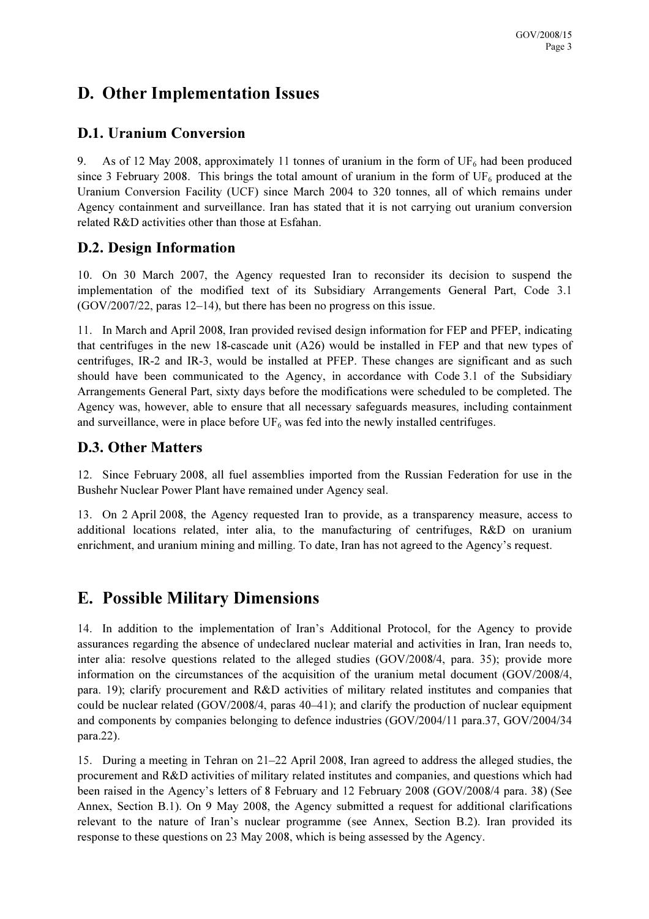## D. Other Implementation Issues

### D.1. Uranium Conversion

9. As of 12 May 2008, approximately 11 tonnes of uranium in the form of $UF_6$ had been produced since 3 February 2008. This brings the total amount of uranium in the form of $UF_6$ produced at the Uranium Conversion Facility (UCF) since March 2004 to 320 tonnes, all of which remains under Agency containment and surveillance. Iran has stated that it is not carrying out uranium conversion related R&D activities other than those at Esfahan.

### D.2. Design Information

10. On 30 March 2007, the Agency requested Iran to reconsider its decision to suspend the implementation of the modified text of its Subsidiary Arrangements General Part, Code 3.1 (GOV/2007/22, paras 12–14), but there has been no progress on this issue.

11. In March and April 2008, Iran provided revised design information for FEP and PFEP, indicating that centrifuges in the new 18-cascade unit (A26) would be installed in FEP and that new types of centrifuges, IR-2 and IR-3, would be installed at PFEP. These changes are significant and as such should have been communicated to the Agency, in accordance with Code 3.1 of the Subsidiary Arrangements General Part, sixty days before the modifications were scheduled to be completed. The Agency was, however, able to ensure that all necessary safeguards measures, including containment and surveillance, were in place before $UF_6$ was fed into the newly installed centrifuges.

### D.3. Other Matters

12. Since February 2008, all fuel assemblies imported from the Russian Federation for use in the Bushehr Nuclear Power Plant have remained under Agency seal.

13. On 2 April 2008, the Agency requested Iran to provide, as a transparency measure, access to additional locations related, inter alia, to the manufacturing of centrifuges, R&D on uranium enrichment, and uranium mining and milling. To date, Iran has not agreed to the Agency's request.

## E. Possible Military Dimensions

14. In addition to the implementation of Iran's Additional Protocol, for the Agency to provide assurances regarding the absence of undeclared nuclear material and activities in Iran, Iran needs to, inter alia: resolve questions related to the alleged studies (GOV/2008/4, para. 35); provide more information on the circumstances of the acquisition of the uranium metal document (GOV/2008/4, para. 19); clarify procurement and R&D activities of military related institutes and companies that could be nuclear related (GOV/2008/4, paras 40–41); and clarify the production of nuclear equipment and components by companies belonging to defence industries (GOV/2004/11 para.37, GOV/2004/34 para.22).

15. During a meeting in Tehran on 21–22 April 2008, Iran agreed to address the alleged studies, the procurement and R&D activities of military related institutes and companies, and questions which had been raised in the Agency's letters of 8 February and 12 February 2008 (GOV/2008/4 para. 38) (See Annex, Section B.1). On 9 May 2008, the Agency submitted a request for additional clarifications relevant to the nature of Iran's nuclear programme (see Annex, Section B.2). Iran provided its response to these questions on 23 May 2008, which is being assessed by the Agency.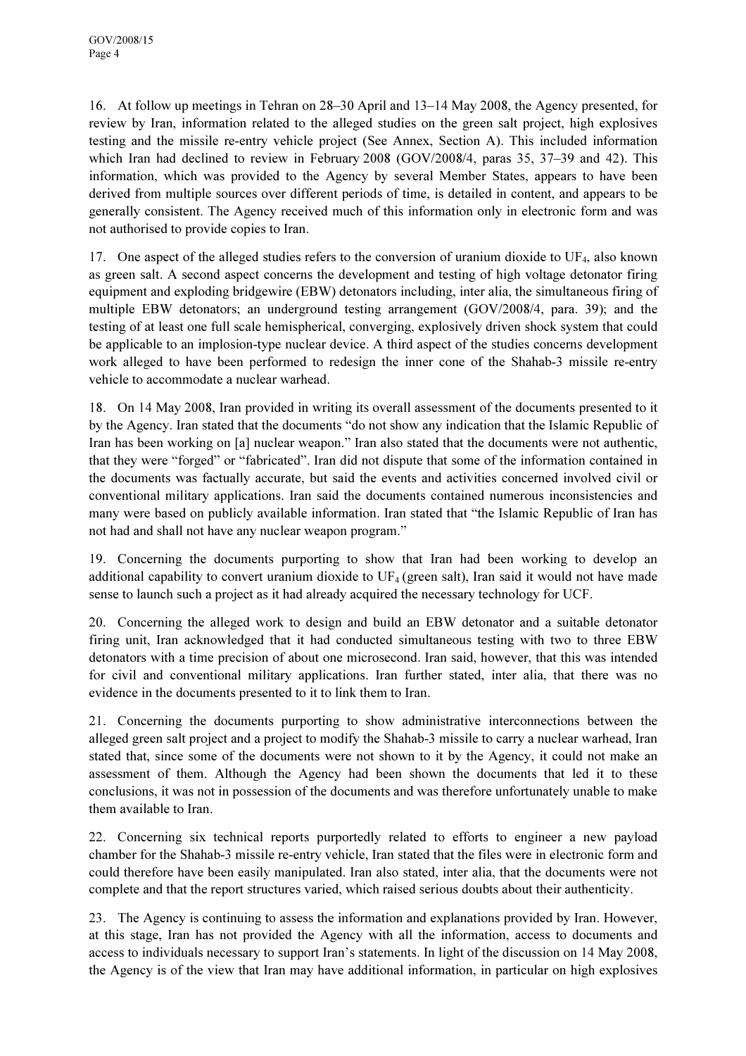16. At follow up meetings in Tehran on 28–30 April and 13–14 May 2008, the Agency presented, for review by Iran, information related to the alleged studies on the green salt project, high explosives testing and the missile re-entry vehicle project (See Annex, Section A). This included information which Iran had declined to review in February 2008 (GOV/2008/4, paras 35, 37–39 and 42). This information, which was provided to the Agency by several Member States, appears to have been derived from multiple sources over different periods of time, is detailed in content, and appears to be generally consistent. The Agency received much of this information only in electronic form and was not authorised to provide copies to Iran.

17. One aspect of the alleged studies refers to the conversion of uranium dioxide to $UF_4$, also known as green salt. A second aspect concerns the development and testing of high voltage detonator firing equipment and exploding bridgewire (EBW) detonators including, inter alia, the simultaneous firing of multiple EBW detonators; an underground testing arrangement (GOV/2008/4, para. 39); and the testing of at least one full scale hemispherical, converging, explosively driven shock system that could be applicable to an implosion-type nuclear device. A third aspect of the studies concerns development work alleged to have been performed to redesign the inner cone of the Shahab-3 missile re-entry vehicle to accommodate a nuclear warhead.

18. On 14 May 2008, Iran provided in writing its overall assessment of the documents presented to it by the Agency. Iran stated that the documents "do not show any indication that the Islamic Republic of Iran has been working on [a] nuclear weapon." Iran also stated that the documents were not authentic, that they were "forged" or "fabricated". Iran did not dispute that some of the information contained in the documents was factually accurate, but said the events and activities concerned involved civil or conventional military applications. Iran said the documents contained numerous inconsistencies and many were based on publicly available information. Iran stated that "the Islamic Republic of Iran has not had and shall not have any nuclear weapon program."

19. Concerning the documents purporting to show that Iran had been working to develop an additional capability to convert uranium dioxide to $UF_4$ (green salt), Iran said it would not have made sense to launch such a project as it had already acquired the necessary technology for UCF.

20. Concerning the alleged work to design and build an EBW detonator and a suitable detonator firing unit, Iran acknowledged that it had conducted simultaneous testing with two to three EBW detonators with a time precision of about one microsecond. Iran said, however, that this was intended for civil and conventional military applications. Iran further stated, inter alia, that there was no evidence in the documents presented to it to link them to Iran.

21. Concerning the documents purporting to show administrative interconnections between the alleged green salt project and a project to modify the Shahab-3 missile to carry a nuclear warhead, Iran stated that, since some of the documents were not shown to it by the Agency, it could not make an assessment of them. Although the Agency had been shown the documents that led it to these conclusions, it was not in possession of the documents and was therefore unfortunately unable to make them available to Iran.

22. Concerning six technical reports purportedly related to efforts to engineer a new payload chamber for the Shahab-3 missile re-entry vehicle, Iran stated that the files were in electronic form and could therefore have been easily manipulated. Iran also stated, inter alia, that the documents were not complete and that the report structures varied, which raised serious doubts about their authenticity.

23. The Agency is continuing to assess the information and explanations provided by Iran. However, at this stage, Iran has not provided the Agency with all the information, access to documents and access to individuals necessary to support Iran's statements. In light of the discussion on 14 May 2008, the Agency is of the view that Iran may have additional information, in particular on high explosives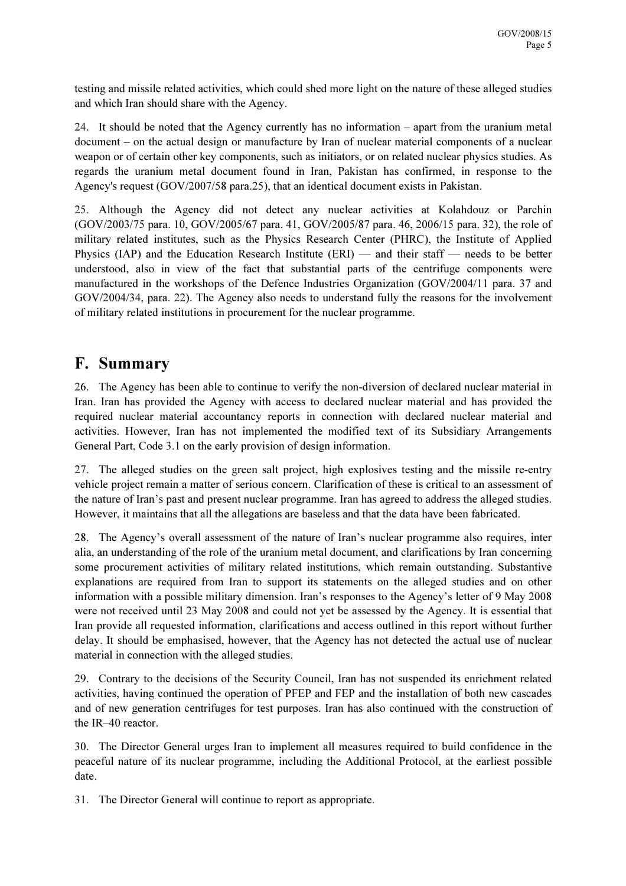testing and missile related activities, which could shed more light on the nature of these alleged studies and which Iran should share with the Agency.

24. It should be noted that the Agency currently has no information – apart from the uranium metal document – on the actual design or manufacture by Iran of nuclear material components of a nuclear weapon or of certain other key components, such as initiators, or on related nuclear physics studies. As regards the uranium metal document found in Iran, Pakistan has confirmed, in response to the Agency's request (GOV/2007/58 para.25), that an identical document exists in Pakistan.

25. Although the Agency did not detect any nuclear activities at Kolahdouz or Parchin (GOV/2003/75 para. 10, GOV/2005/67 para. 41, GOV/2005/87 para. 46, 2006/15 para. 32), the role of military related institutes, such as the Physics Research Center (PHRC), the Institute of Applied Physics (IAP) and the Education Research Institute (ERI) — and their staff — needs to be better understood, also in view of the fact that substantial parts of the centrifuge components were manufactured in the workshops of the Defence Industries Organization (GOV/2004/11 para. 37 and GOV/2004/34, para. 22). The Agency also needs to understand fully the reasons for the involvement of military related institutions in procurement for the nuclear programme.

## F. Summary

26. The Agency has been able to continue to verify the non-diversion of declared nuclear material in Iran. Iran has provided the Agency with access to declared nuclear material and has provided the required nuclear material accountancy reports in connection with declared nuclear material and activities. However, Iran has not implemented the modified text of its Subsidiary Arrangements General Part, Code 3.1 on the early provision of design information.

27. The alleged studies on the green salt project, high explosives testing and the missile re-entry vehicle project remain a matter of serious concern. Clarification of these is critical to an assessment of the nature of Iran's past and present nuclear programme. Iran has agreed to address the alleged studies. However, it maintains that all the allegations are baseless and that the data have been fabricated.

28. The Agency's overall assessment of the nature of Iran's nuclear programme also requires, inter alia, an understanding of the role of the uranium metal document, and clarifications by Iran concerning some procurement activities of military related institutions, which remain outstanding. Substantive explanations are required from Iran to support its statements on the alleged studies and on other information with a possible military dimension. Iran's responses to the Agency's letter of 9 May 2008 were not received until 23 May 2008 and could not yet be assessed by the Agency. It is essential that Iran provide all requested information, clarifications and access outlined in this report without further delay. It should be emphasised, however, that the Agency has not detected the actual use of nuclear material in connection with the alleged studies.

29. Contrary to the decisions of the Security Council, Iran has not suspended its enrichment related activities, having continued the operation of PFEP and FEP and the installation of both new cascades and of new generation centrifuges for test purposes. Iran has also continued with the construction of the IR–40 reactor.

30. The Director General urges Iran to implement all measures required to build confidence in the peaceful nature of its nuclear programme, including the Additional Protocol, at the earliest possible date.

31. The Director General will continue to report as appropriate.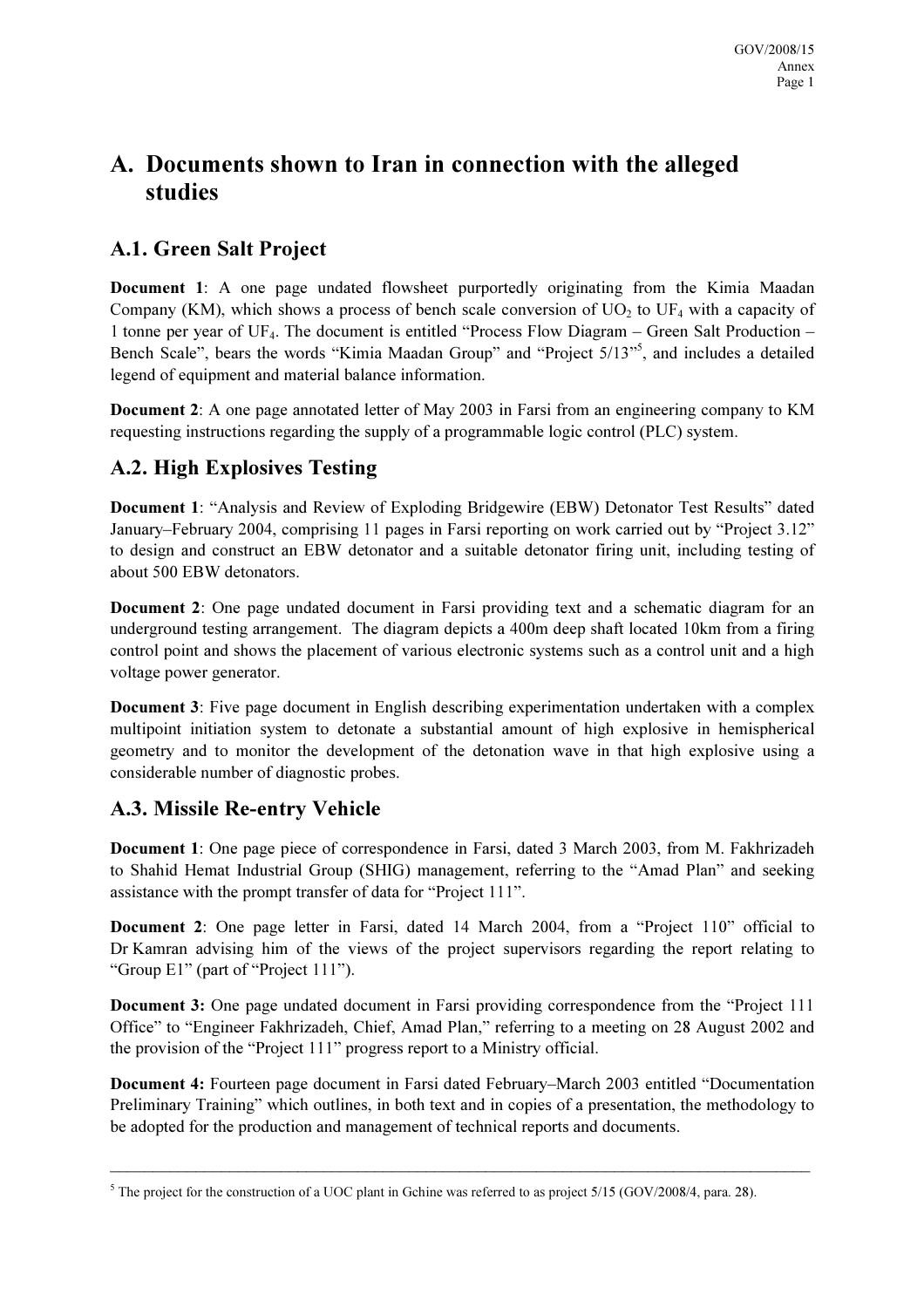# A. Documents shown to Iran in connection with the alleged studies

## A.1. Green Salt Project

**Document 1**: A one page undated flowsheet purportedly originating from the Kimia Maadan Company (KM), which shows a process of bench scale conversion of $UO_2$ to $UF_4$ with a capacity of 1 tonne per year of $UF_4$. The document is entitled "Process Flow Diagram – Green Salt Production – Bench Scale", bears the words "Kimia Maadan Group" and "Project 5/13"[5], and includes a detailed legend of equipment and material balance information.

**Document 2**: A one page annotated letter of May 2003 in Farsi from an engineering company to KM requesting instructions regarding the supply of a programmable logic control (PLC) system.

## A.2. High Explosives Testing

**Document 1**: "Analysis and Review of Exploding Bridgewire (EBW) Detonator Test Results" dated January–February 2004, comprising 11 pages in Farsi reporting on work carried out by "Project 3.12" to design and construct an EBW detonator and a suitable detonator firing unit, including testing of about 500 EBW detonators.

**Document 2**: One page undated document in Farsi providing text and a schematic diagram for an underground testing arrangement. The diagram depicts a 400m deep shaft located 10km from a firing control point and shows the placement of various electronic systems such as a control unit and a high voltage power generator.

**Document 3**: Five page document in English describing experimentation undertaken with a complex multipoint initiation system to detonate a substantial amount of high explosive in hemispherical geometry and to monitor the development of the detonation wave in that high explosive using a considerable number of diagnostic probes.

## A.3. Missile Re-entry Vehicle

**Document 1**: One page piece of correspondence in Farsi, dated 3 March 2003, from M. Fakhrizadeh to Shahid Hemat Industrial Group (SHIG) management, referring to the "Amad Plan" and seeking assistance with the prompt transfer of data for "Project 111".

**Document 2**: One page letter in Farsi, dated 14 March 2004, from a "Project 110" official to Dr Kamran advising him of the views of the project supervisors regarding the report relating to "Group E1" (part of "Project 111").

**Document 3:** One page undated document in Farsi providing correspondence from the "Project 111 Office" to "Engineer Fakhrizadeh, Chief, Amad Plan," referring to a meeting on 28 August 2002 and the provision of the "Project 111" progress report to a Ministry official.

**Document 4:** Fourteen page document in Farsi dated February–March 2003 entitled "Documentation Preliminary Training" which outlines, in both text and in copies of a presentation, the methodology to be adopted for the production and management of technical reports and documents.

---

[5] The project for the construction of a UOC plant in Gchine was referred to as project 5/15 (GOV/2008/4, para. 28).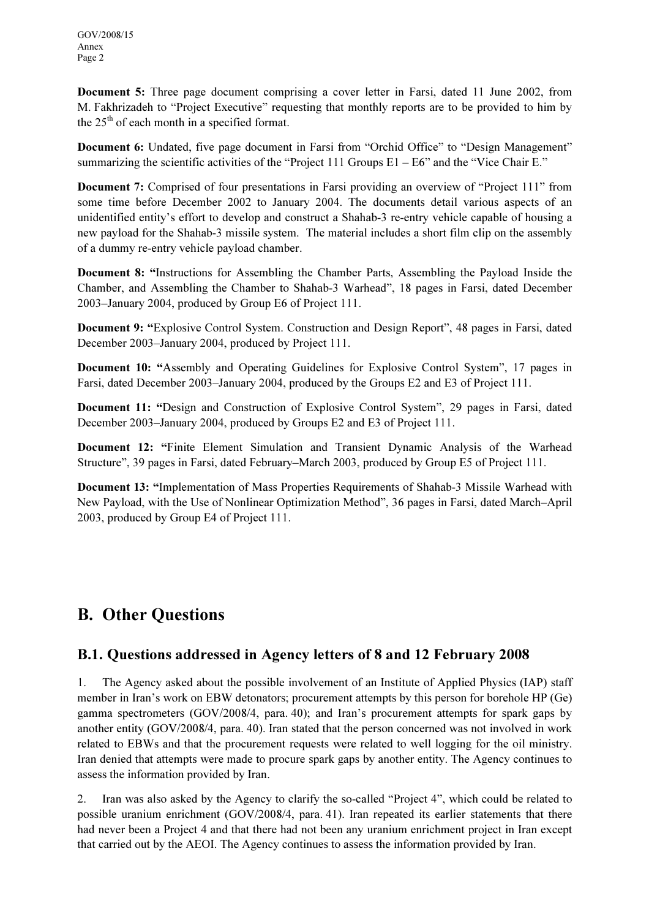**Document 5:** Three page document comprising a cover letter in Farsi, dated 11 June 2002, from M. Fakhrizadeh to "Project Executive" requesting that monthly reports are to be provided to him by the 25th of each month in a specified format.

**Document 6:** Undated, five page document in Farsi from "Orchid Office" to "Design Management" summarizing the scientific activities of the "Project 111 Groups E1 – E6" and the "Vice Chair E."

**Document 7:** Comprised of four presentations in Farsi providing an overview of "Project 111" from some time before December 2002 to January 2004. The documents detail various aspects of an unidentified entity's effort to develop and construct a Shahab-3 re-entry vehicle capable of housing a new payload for the Shahab-3 missile system. The material includes a short film clip on the assembly of a dummy re-entry vehicle payload chamber.

**Document 8: "**Instructions for Assembling the Chamber Parts, Assembling the Payload Inside the Chamber, and Assembling the Chamber to Shahab-3 Warhead", 18 pages in Farsi, dated December 2003–January 2004, produced by Group E6 of Project 111.

**Document 9: "**Explosive Control System. Construction and Design Report", 48 pages in Farsi, dated December 2003–January 2004, produced by Project 111.

**Document 10: "**Assembly and Operating Guidelines for Explosive Control System", 17 pages in Farsi, dated December 2003–January 2004, produced by the Groups E2 and E3 of Project 111.

**Document 11: "**Design and Construction of Explosive Control System", 29 pages in Farsi, dated December 2003–January 2004, produced by Groups E2 and E3 of Project 111.

**Document 12: "**Finite Element Simulation and Transient Dynamic Analysis of the Warhead Structure", 39 pages in Farsi, dated February–March 2003, produced by Group E5 of Project 111.

**Document 13: "**Implementation of Mass Properties Requirements of Shahab-3 Missile Warhead with New Payload, with the Use of Nonlinear Optimization Method", 36 pages in Farsi, dated March–April 2003, produced by Group E4 of Project 111.

# B. Other Questions

## B.1. Questions addressed in Agency letters of 8 and 12 February 2008

1. The Agency asked about the possible involvement of an Institute of Applied Physics (IAP) staff member in Iran's work on EBW detonators; procurement attempts by this person for borehole HP (Ge) gamma spectrometers (GOV/2008/4, para. 40); and Iran's procurement attempts for spark gaps by another entity (GOV/2008/4, para. 40). Iran stated that the person concerned was not involved in work related to EBWs and that the procurement requests were related to well logging for the oil ministry. Iran denied that attempts were made to procure spark gaps by another entity. The Agency continues to assess the information provided by Iran.

2. Iran was also asked by the Agency to clarify the so-called "Project 4", which could be related to possible uranium enrichment (GOV/2008/4, para. 41). Iran repeated its earlier statements that there had never been a Project 4 and that there had not been any uranium enrichment project in Iran except that carried out by the AEOI. The Agency continues to assess the information provided by Iran.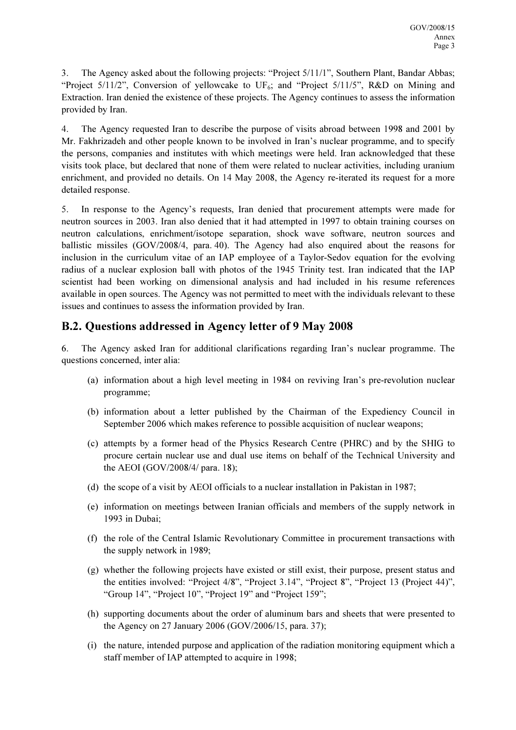3. The Agency asked about the following projects: "Project 5/11/1", Southern Plant, Bandar Abbas; "Project 5/11/2", Conversion of yellowcake to $UF_6$; and "Project 5/11/5", R&D on Mining and Extraction. Iran denied the existence of these projects. The Agency continues to assess the information provided by Iran.

4. The Agency requested Iran to describe the purpose of visits abroad between 1998 and 2001 by Mr. Fakhrizadeh and other people known to be involved in Iran's nuclear programme, and to specify the persons, companies and institutes with which meetings were held. Iran acknowledged that these visits took place, but declared that none of them were related to nuclear activities, including uranium enrichment, and provided no details. On 14 May 2008, the Agency re-iterated its request for a more detailed response.

5. In response to the Agency's requests, Iran denied that procurement attempts were made for neutron sources in 2003. Iran also denied that it had attempted in 1997 to obtain training courses on neutron calculations, enrichment/isotope separation, shock wave software, neutron sources and ballistic missiles (GOV/2008/4, para. 40). The Agency had also enquired about the reasons for inclusion in the curriculum vitae of an IAP employee of a Taylor-Sedov equation for the evolving radius of a nuclear explosion ball with photos of the 1945 Trinity test. Iran indicated that the IAP scientist had been working on dimensional analysis and had included in his resume references available in open sources. The Agency was not permitted to meet with the individuals relevant to these issues and continues to assess the information provided by Iran.

## B.2. Questions addressed in Agency letter of 9 May 2008

6. The Agency asked Iran for additional clarifications regarding Iran's nuclear programme. The questions concerned, inter alia:

(a) information about a high level meeting in 1984 on reviving Iran's pre-revolution nuclear programme;

(b) information about a letter published by the Chairman of the Expediency Council in September 2006 which makes reference to possible acquisition of nuclear weapons;

(c) attempts by a former head of the Physics Research Centre (PHRC) and by the SHIG to procure certain nuclear use and dual use items on behalf of the Technical University and the AEOI (GOV/2008/4/ para. 18);

(d) the scope of a visit by AEOI officials to a nuclear installation in Pakistan in 1987;

(e) information on meetings between Iranian officials and members of the supply network in 1993 in Dubai;

(f) the role of the Central Islamic Revolutionary Committee in procurement transactions with the supply network in 1989;

(g) whether the following projects have existed or still exist, their purpose, present status and the entities involved: "Project 4/8", "Project 3.14", "Project 8", "Project 13 (Project 44)", "Group 14", "Project 10", "Project 19" and "Project 159";

(h) supporting documents about the order of aluminum bars and sheets that were presented to the Agency on 27 January 2006 (GOV/2006/15, para. 37);

(i) the nature, intended purpose and application of the radiation monitoring equipment which a staff member of IAP attempted to acquire in 1998;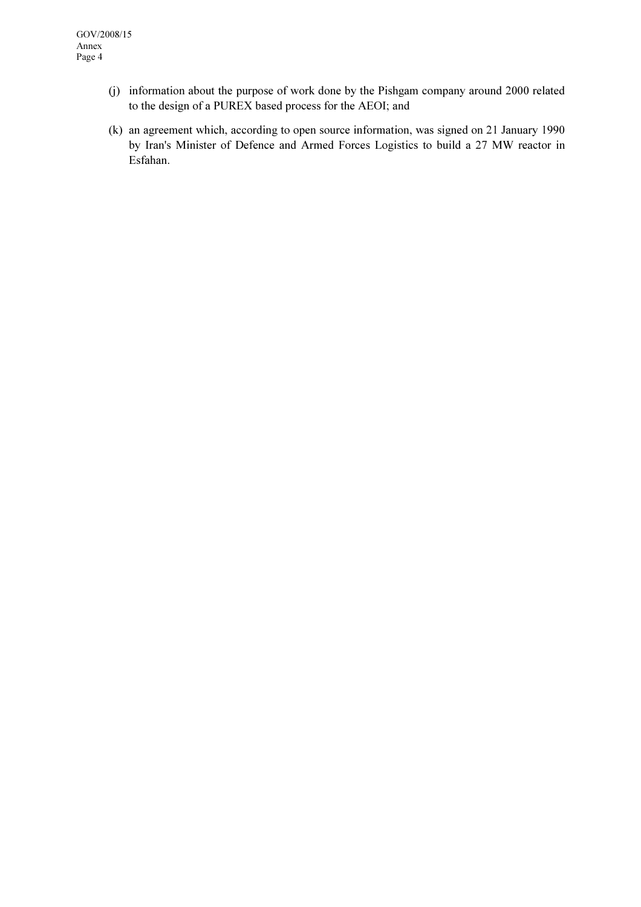(j) information about the purpose of work done by the Pishgam company around 2000 related to the design of a PUREX based process for the AEOI; and

(k) an agreement which, according to open source information, was signed on 21 January 1990 by Iran's Minister of Defence and Armed Forces Logistics to build a 27 MW reactor in Esfahan.